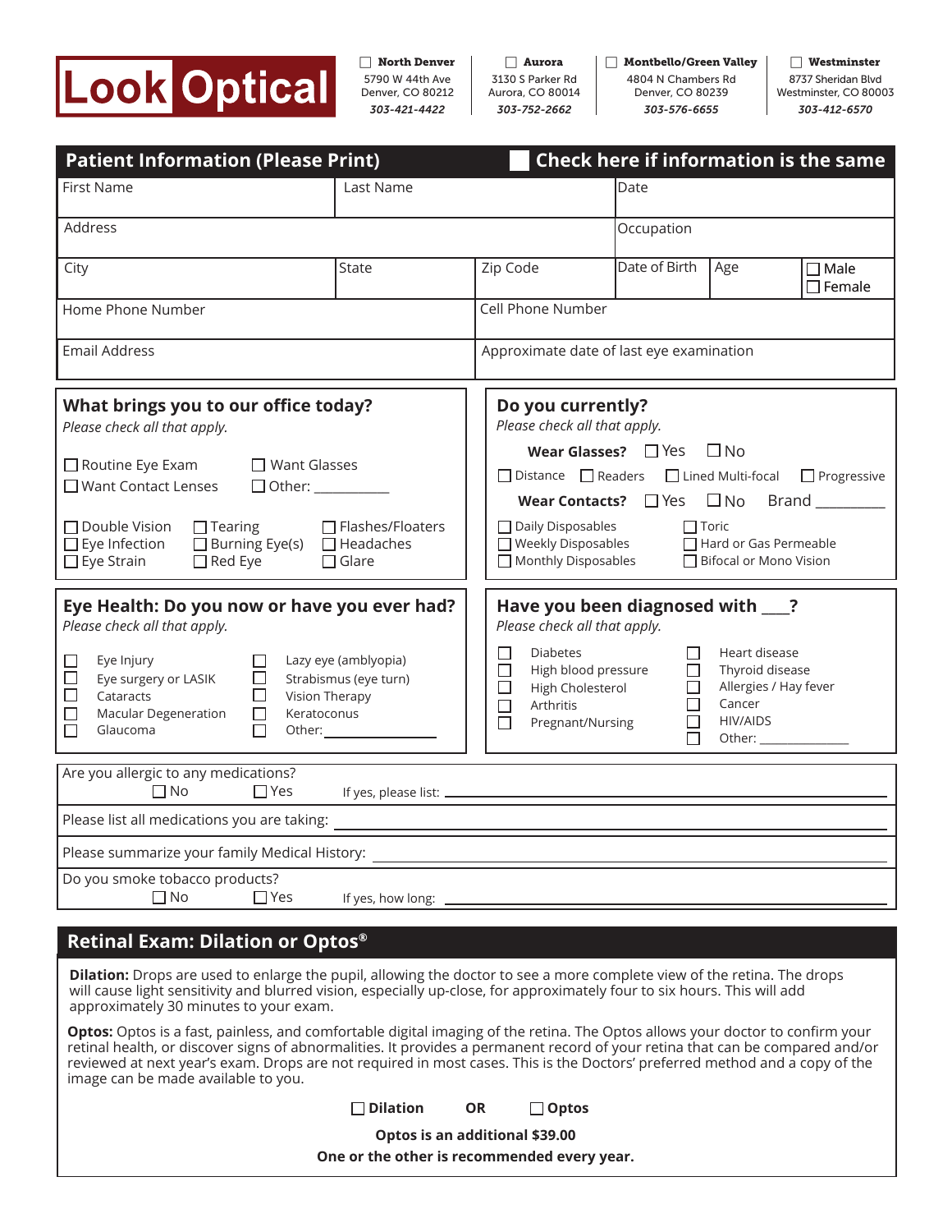# Look Optical

| ☐ North Denver | ☐ Aurora | ☐ Montbello/Green Valley | ☐ Westminster |
|---|---|---|---|
| 5790 W 44th Ave<br>Denver, CO 80212<br>*303-421-4422* | 3130 S Parker Rd<br>Aurora, CO 80014<br>*303-752-2662* | 4804 N Chambers Rd<br>Denver, CO 80239<br>*303-576-6655* | 8737 Sheridan Blvd<br>Westminster, CO 80003<br>*303-412-6570* |

## Patient Information (Please Print)

☐ **Check here if information is the same**

| First Name | Last Name | | Date | | |
|---|---|---|---|---|---|
| Address | | | Occupation | | |
| City | State | Zip Code | Date of Birth | Age | ☐ Male ☐ Female |
| Home Phone Number | | Cell Phone Number | | | |
| Email Address | | Approximate date of last eye examination | | | |

## What brings you to our office today?

*Please check all that apply.*

☐ Routine Eye Exam ☐ Want Glasses
☐ Want Contact Lenses ☐ Other: __________

☐ Double Vision ☐ Tearing ☐ Flashes/Floaters
☐ Eye Infection ☐ Burning Eye(s) ☐ Headaches
☐ Eye Strain ☐ Red Eye ☐ Glare

## Do you currently?

*Please check all that apply.*

**Wear Glasses?** ☐ Yes ☐ No

☐ Distance ☐ Readers ☐ Lined Multi-focal ☐ Progressive

**Wear Contacts?** ☐ Yes ☐ No Brand __________

☐ Daily Disposables ☐ Toric
☐ Weekly Disposables ☐ Hard or Gas Permeable
☐ Monthly Disposables ☐ Bifocal or Mono Vision

## Eye Health: Do you now or have you ever had?

*Please check all that apply.*

☐ Eye Injury ☐ Lazy eye (amblyopia)
☐ Eye surgery or LASIK ☐ Strabismus (eye turn)
☐ Cataracts ☐ Vision Therapy
☐ Macular Degeneration ☐ Keratoconus
☐ Glaucoma ☐ Other: __________

## Have you been diagnosed with ___?

*Please check all that apply.*

☐ Diabetes ☐ Heart disease
☐ High blood pressure ☐ Thyroid disease
☐ High Cholesterol ☐ Allergies / Hay fever
☐ Arthritis ☐ Cancer
☐ Pregnant/Nursing ☐ HIV/AIDS
☐ Other: __________

Are you allergic to any medications?
☐ No ☐ Yes If yes, please list: ____________________

Please list all medications you are taking: ____________________

Please summarize your family Medical History: ____________________

Do you smoke tobacco products?
☐ No ☐ Yes If yes, how long: ____________________

## Retinal Exam: Dilation or Optos®

**Dilation:** Drops are used to enlarge the pupil, allowing the doctor to see a more complete view of the retina. The drops will cause light sensitivity and blurred vision, especially up-close, for approximately four to six hours. This will add approximately 30 minutes to your exam.

**Optos:** Optos is a fast, painless, and comfortable digital imaging of the retina. The Optos allows your doctor to confirm your retinal health, or discover signs of abnormalities. It provides a permanent record of your retina that can be compared and/or reviewed at next year's exam. Drops are not required in most cases. This is the Doctors' preferred method and a copy of the image can be made available to you.

☐ **Dilation** **OR** ☐ **Optos**

**Optos is an additional $39.00**

**One or the other is recommended every year.**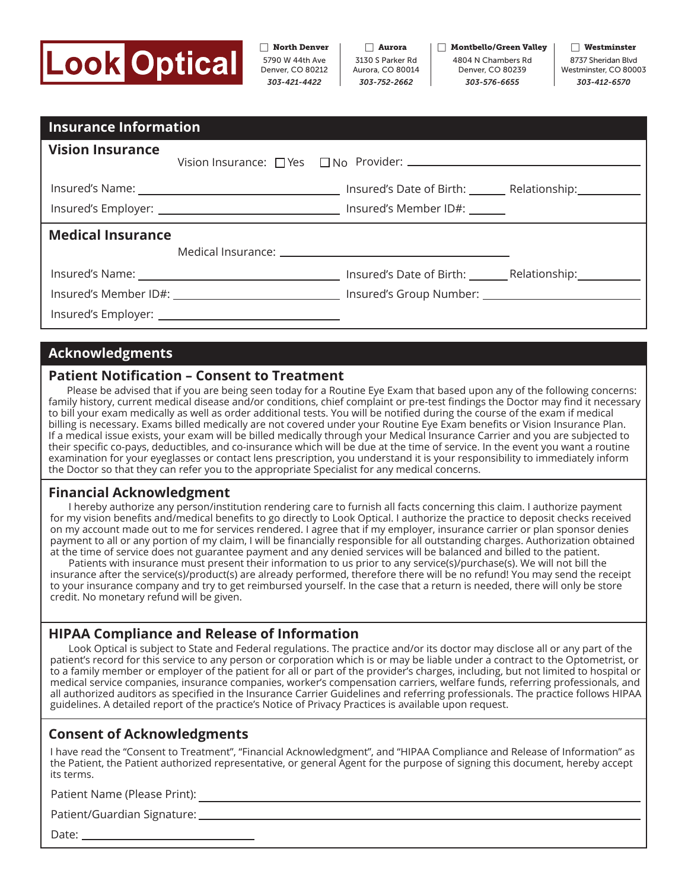# Look Optical

☐ **North Denver**
5790 W 44th Ave
Denver, CO 80212
*303-421-4422*

☐ **Aurora**
3130 S Parker Rd
Aurora, CO 80014
*303-752-2662*

☐ **Montbello/Green Valley**
4804 N Chambers Rd
Denver, CO 80239
*303-576-6655*

☐ **Westminster**
8737 Sheridan Blvd
Westminster, CO 80003
*303-412-6570*

## Insurance Information

### Vision Insurance

Vision Insurance: ☐ Yes ☐ No Provider: ______________________________

Insured's Name: ______________________________ Insured's Date of Birth: ________ Relationship: ____________

Insured's Employer: ______________________________ Insured's Member ID#: ________

### Medical Insurance

Medical Insurance: ______________________________

Insured's Name: ______________________________ Insured's Date of Birth: ________ Relationship: ____________

Insured's Member ID#: ______________________________ Insured's Group Number: ______________________________

Insured's Employer: ______________________________

## Acknowledgments

### Patient Notification – Consent to Treatment

Please be advised that if you are being seen today for a Routine Eye Exam that based upon any of the following concerns: family history, current medical disease and/or conditions, chief complaint or pre-test findings the Doctor may find it necessary to bill your exam medically as well as order additional tests. You will be notified during the course of the exam if medical billing is necessary. Exams billed medically are not covered under your Routine Eye Exam benefits or Vision Insurance Plan. If a medical issue exists, your exam will be billed medically through your Medical Insurance Carrier and you are subjected to their specific co-pays, deductibles, and co-insurance which will be due at the time of service. In the event you want a routine examination for your eyeglasses or contact lens prescription, you understand it is your responsibility to immediately inform the Doctor so that they can refer you to the appropriate Specialist for any medical concerns.

### Financial Acknowledgment

I hereby authorize any person/institution rendering care to furnish all facts concerning this claim. I authorize payment for my vision benefits and/medical benefits to go directly to Look Optical. I authorize the practice to deposit checks received on my account made out to me for services rendered. I agree that if my employer, insurance carrier or plan sponsor denies payment to all or any portion of my claim, I will be financially responsible for all outstanding charges. Authorization obtained at the time of service does not guarantee payment and any denied services will be balanced and billed to the patient.

Patients with insurance must present their information to us prior to any service(s)/purchase(s). We will not bill the insurance after the service(s)/product(s) are already performed, therefore there will be no refund! You may send the receipt to your insurance company and try to get reimbursed yourself. In the case that a return is needed, there will only be store credit. No monetary refund will be given.

### HIPAA Compliance and Release of Information

Look Optical is subject to State and Federal regulations. The practice and/or its doctor may disclose all or any part of the patient's record for this service to any person or corporation which is or may be liable under a contract to the Optometrist, or to a family member or employer of the patient for all or part of the provider's charges, including, but not limited to hospital or medical service companies, insurance companies, worker's compensation carriers, welfare funds, referring professionals, and all authorized auditors as specified in the Insurance Carrier Guidelines and referring professionals. The practice follows HIPAA guidelines. A detailed report of the practice's Notice of Privacy Practices is available upon request.

### Consent of Acknowledgments

I have read the "Consent to Treatment", "Financial Acknowledgment", and "HIPAA Compliance and Release of Information" as the Patient, the Patient authorized representative, or general Agent for the purpose of signing this document, hereby accept its terms.

Patient Name (Please Print): ______________________________

Patient/Guardian Signature: ______________________________

Date: ______________________________